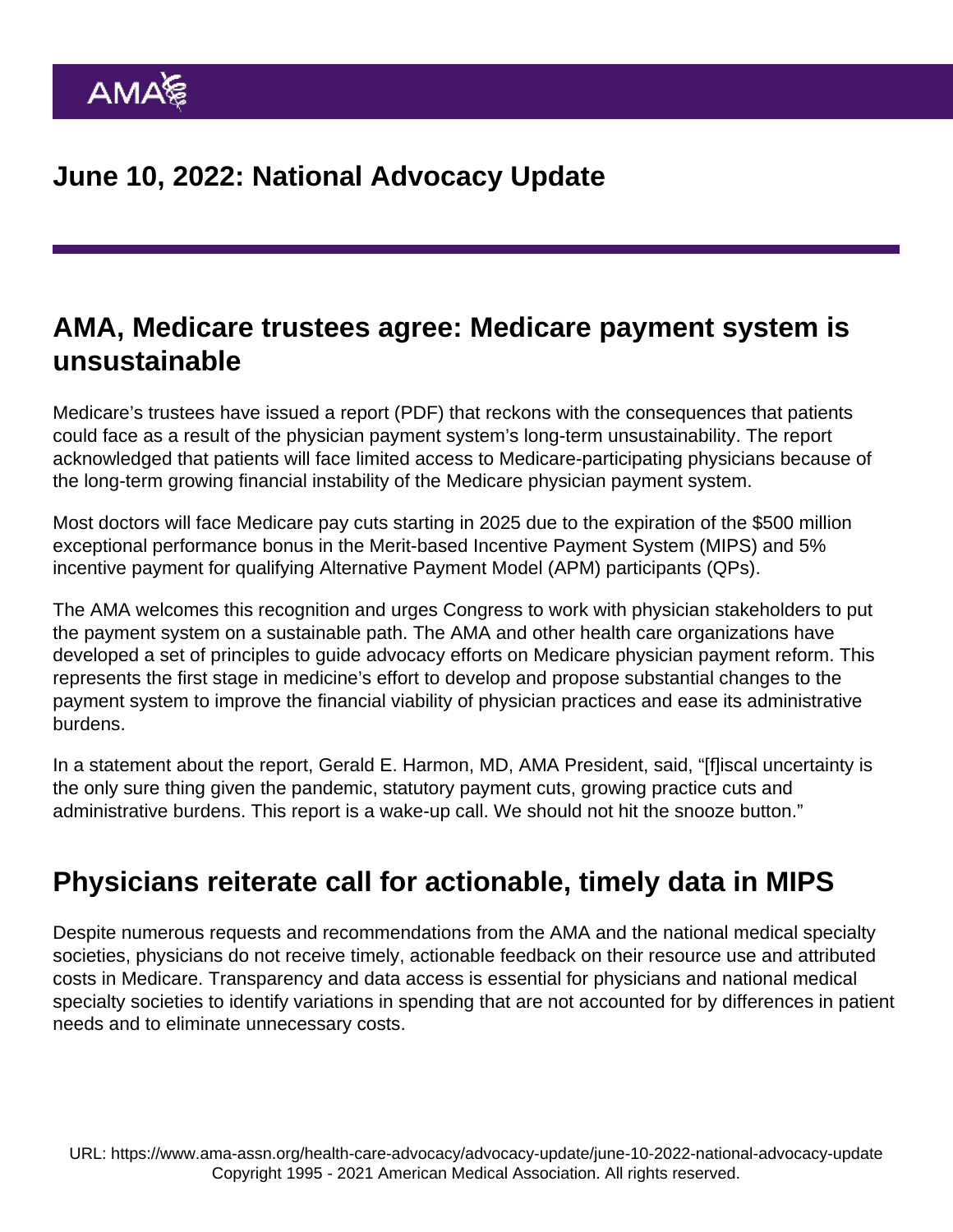# June 10, 2022: National Advocacy Update

## AMA, Medicare trustees agree: Medicare payment system is unsustainable

Medicare's trustees have issued a report (PDF) that reckons with the consequences that patients could face as a result of the physician payment system's long-term unsustainability. The report acknowledged that patients will face limited access to Medicare-participating physicians because of the long-term growing financial instability of the Medicare physician payment system.

Most doctors will face Medicare pay cuts starting in 2025 due to the expiration of the $500 million exceptional performance bonus in the Merit-based Incentive Payment System (MIPS) and 5% incentive payment for qualifying Alternative Payment Model (APM) participants (QPs).

The AMA welcomes this recognition and urges Congress to work with physician stakeholders to put the payment system on a sustainable path. The AMA and other health care organizations have developed a set of principles to guide advocacy efforts on Medicare physician payment reform. This represents the first stage in medicine's effort to develop and propose substantial changes to the payment system to improve the financial viability of physician practices and ease its administrative burdens.

In a statement about the report, Gerald E. Harmon, MD, AMA President, said, "[f]iscal uncertainty is the only sure thing given the pandemic, statutory payment cuts, growing practice cuts and administrative burdens. This report is a wake-up call. We should not hit the snooze button."

## Physicians reiterate call for actionable, timely data in MIPS

Despite numerous requests and recommendations from the AMA and the national medical specialty societies, physicians do not receive timely, actionable feedback on their resource use and attributed costs in Medicare. Transparency and data access is essential for physicians and national medical specialty societies to identify variations in spending that are not accounted for by differences in patient needs and to eliminate unnecessary costs.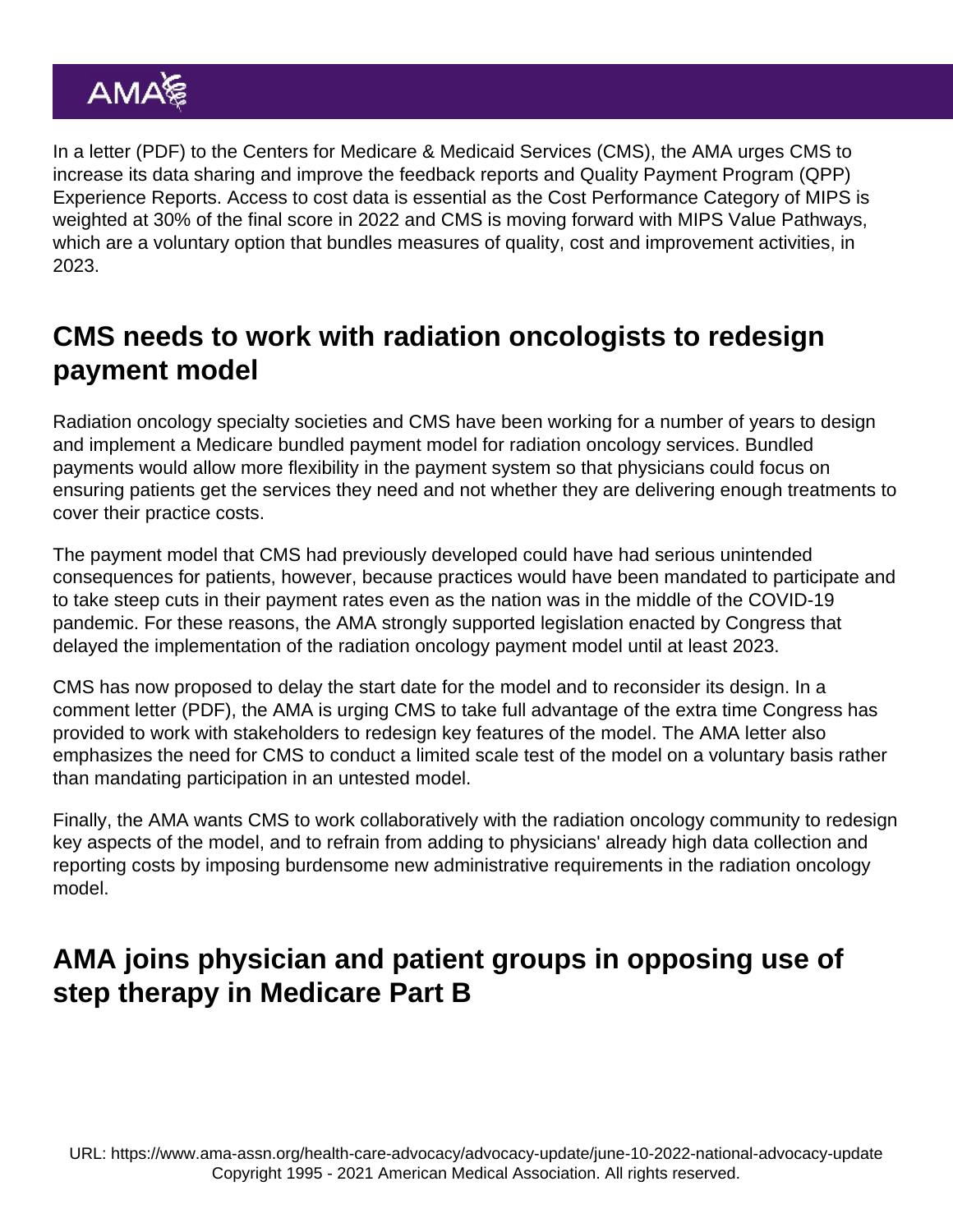In a letter (PDF) to the Centers for Medicare & Medicaid Services (CMS), the AMA urges CMS to increase its data sharing and improve the feedback reports and Quality Payment Program (QPP) Experience Reports. Access to cost data is essential as the Cost Performance Category of MIPS is weighted at 30% of the final score in 2022 and CMS is moving forward with MIPS Value Pathways, which are a voluntary option that bundles measures of quality, cost and improvement activities, in 2023.

## CMS needs to work with radiation oncologists to redesign payment model

Radiation oncology specialty societies and CMS have been working for a number of years to design and implement a Medicare bundled payment model for radiation oncology services. Bundled payments would allow more flexibility in the payment system so that physicians could focus on ensuring patients get the services they need and not whether they are delivering enough treatments to cover their practice costs.

The payment model that CMS had previously developed could have had serious unintended consequences for patients, however, because practices would have been mandated to participate and to take steep cuts in their payment rates even as the nation was in the middle of the COVID-19 pandemic. For these reasons, the AMA strongly supported legislation enacted by Congress that delayed the implementation of the radiation oncology payment model until at least 2023.

CMS has now proposed to delay the start date for the model and to reconsider its design. In a comment letter (PDF), the AMA is urging CMS to take full advantage of the extra time Congress has provided to work with stakeholders to redesign key features of the model. The AMA letter also emphasizes the need for CMS to conduct a limited scale test of the model on a voluntary basis rather than mandating participation in an untested model.

Finally, the AMA wants CMS to work collaboratively with the radiation oncology community to redesign key aspects of the model, and to refrain from adding to physicians' already high data collection and reporting costs by imposing burdensome new administrative requirements in the radiation oncology model.

## AMA joins physician and patient groups in opposing use of step therapy in Medicare Part B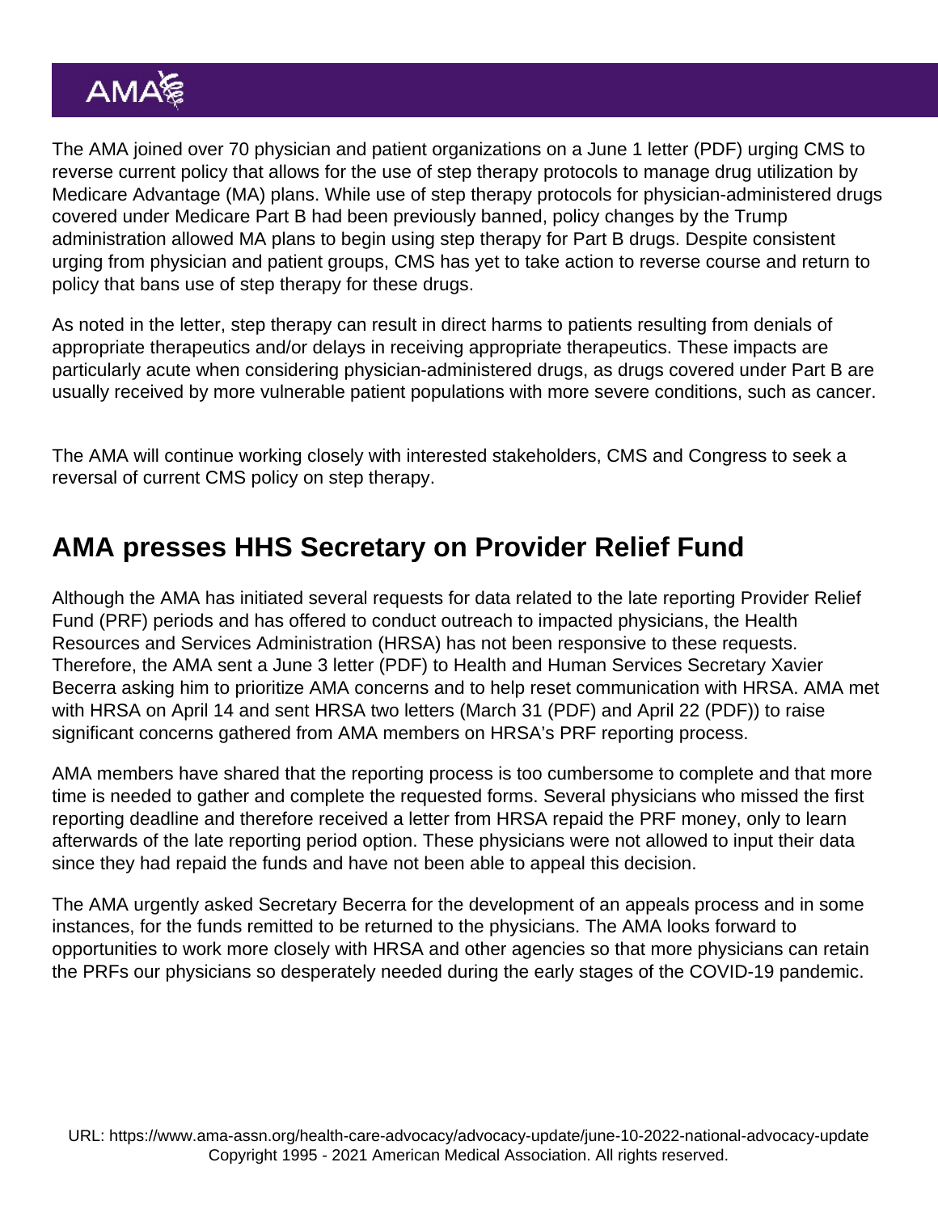The AMA joined over 70 physician and patient organizations on a June 1 letter (PDF) urging CMS to reverse current policy that allows for the use of step therapy protocols to manage drug utilization by Medicare Advantage (MA) plans. While use of step therapy protocols for physician-administered drugs covered under Medicare Part B had been previously banned, policy changes by the Trump administration allowed MA plans to begin using step therapy for Part B drugs. Despite consistent urging from physician and patient groups, CMS has yet to take action to reverse course and return to policy that bans use of step therapy for these drugs.

As noted in the letter, step therapy can result in direct harms to patients resulting from denials of appropriate therapeutics and/or delays in receiving appropriate therapeutics. These impacts are particularly acute when considering physician-administered drugs, as drugs covered under Part B are usually received by more vulnerable patient populations with more severe conditions, such as cancer.

The AMA will continue working closely with interested stakeholders, CMS and Congress to seek a reversal of current CMS policy on step therapy.

## AMA presses HHS Secretary on Provider Relief Fund

Although the AMA has initiated several requests for data related to the late reporting Provider Relief Fund (PRF) periods and has offered to conduct outreach to impacted physicians, the Health Resources and Services Administration (HRSA) has not been responsive to these requests. Therefore, the AMA sent a June 3 letter (PDF) to Health and Human Services Secretary Xavier Becerra asking him to prioritize AMA concerns and to help reset communication with HRSA. AMA met with HRSA on April 14 and sent HRSA two letters (March 31 (PDF) and April 22 (PDF)) to raise significant concerns gathered from AMA members on HRSA's PRF reporting process.

AMA members have shared that the reporting process is too cumbersome to complete and that more time is needed to gather and complete the requested forms. Several physicians who missed the first reporting deadline and therefore received a letter from HRSA repaid the PRF money, only to learn afterwards of the late reporting period option. These physicians were not allowed to input their data since they had repaid the funds and have not been able to appeal this decision.

The AMA urgently asked Secretary Becerra for the development of an appeals process and in some instances, for the funds remitted to be returned to the physicians. The AMA looks forward to opportunities to work more closely with HRSA and other agencies so that more physicians can retain the PRFs our physicians so desperately needed during the early stages of the COVID-19 pandemic.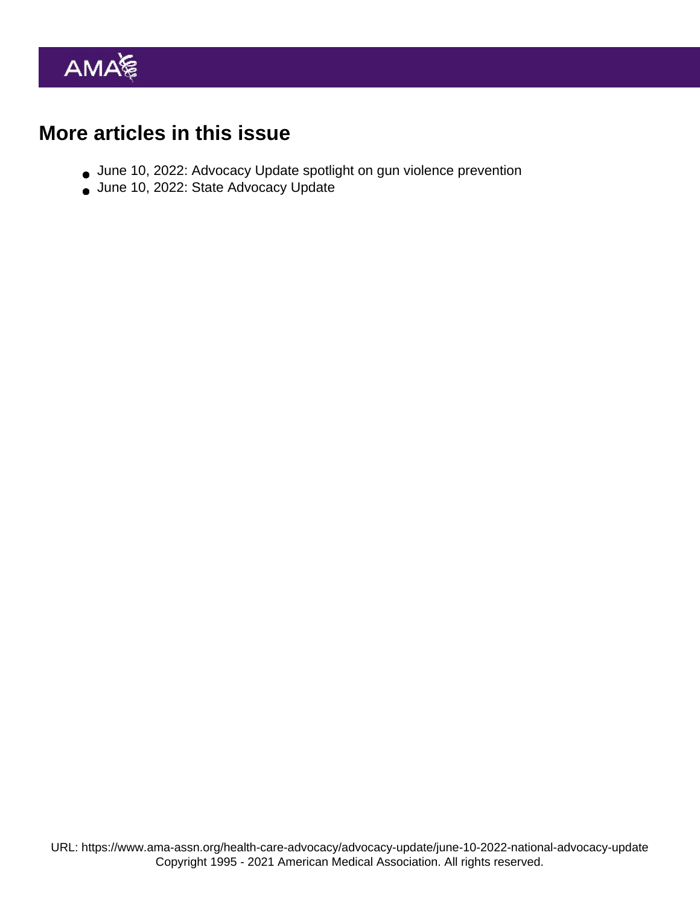## More articles in this issue

- June 10, 2022: Advocacy Update spotlight on gun violence prevention
- June 10, 2022: State Advocacy Update